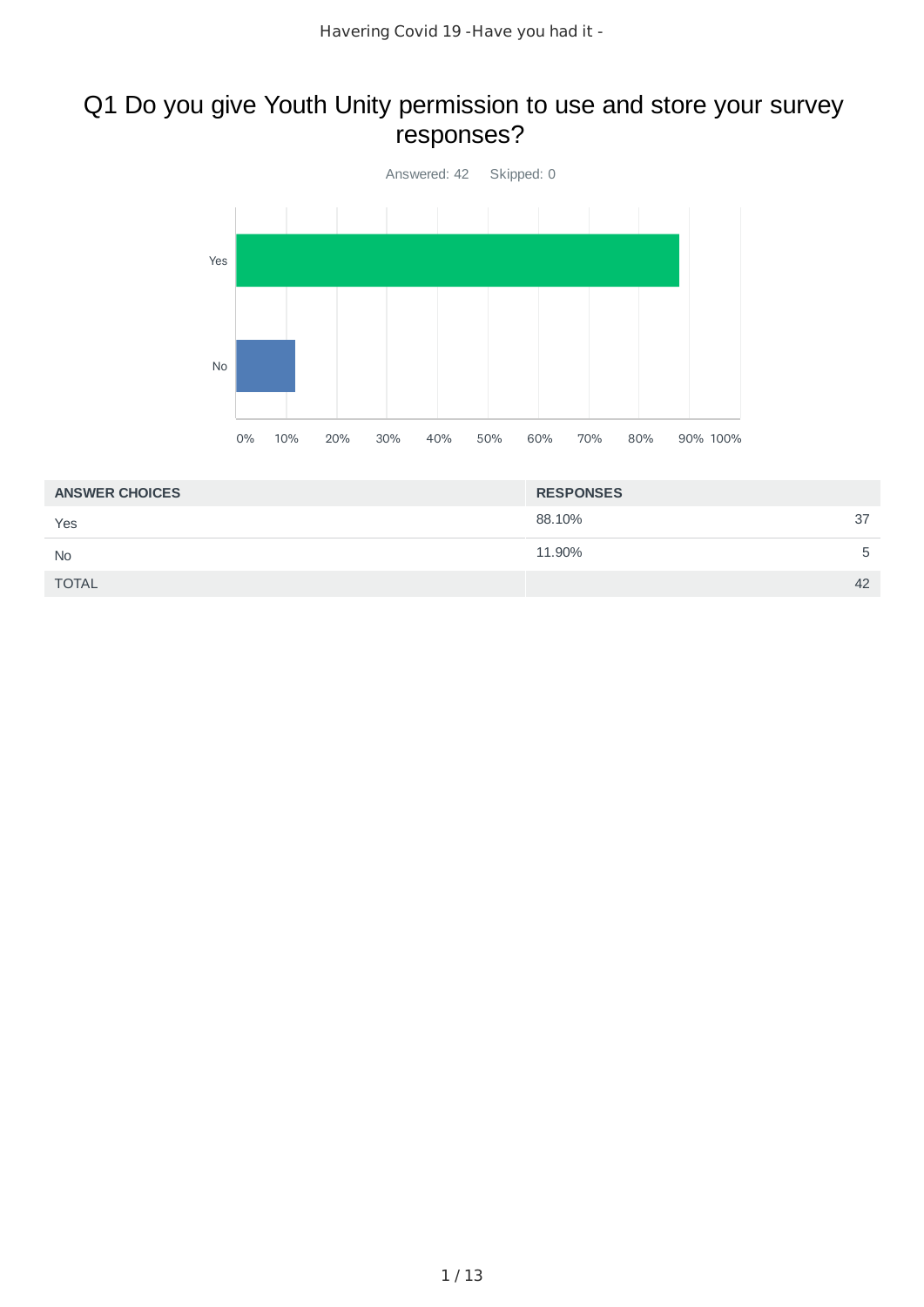# Q1 Do you give Youth Unity permission to use and store your survey responses?

Answered: 42 Skipped: 0

| ANSWER CHOICES | RESPONSES | |
|---|---|---|
| Yes | 88.10% | 37 |
| No | 11.90% | 5 |
| TOTAL | | 42 |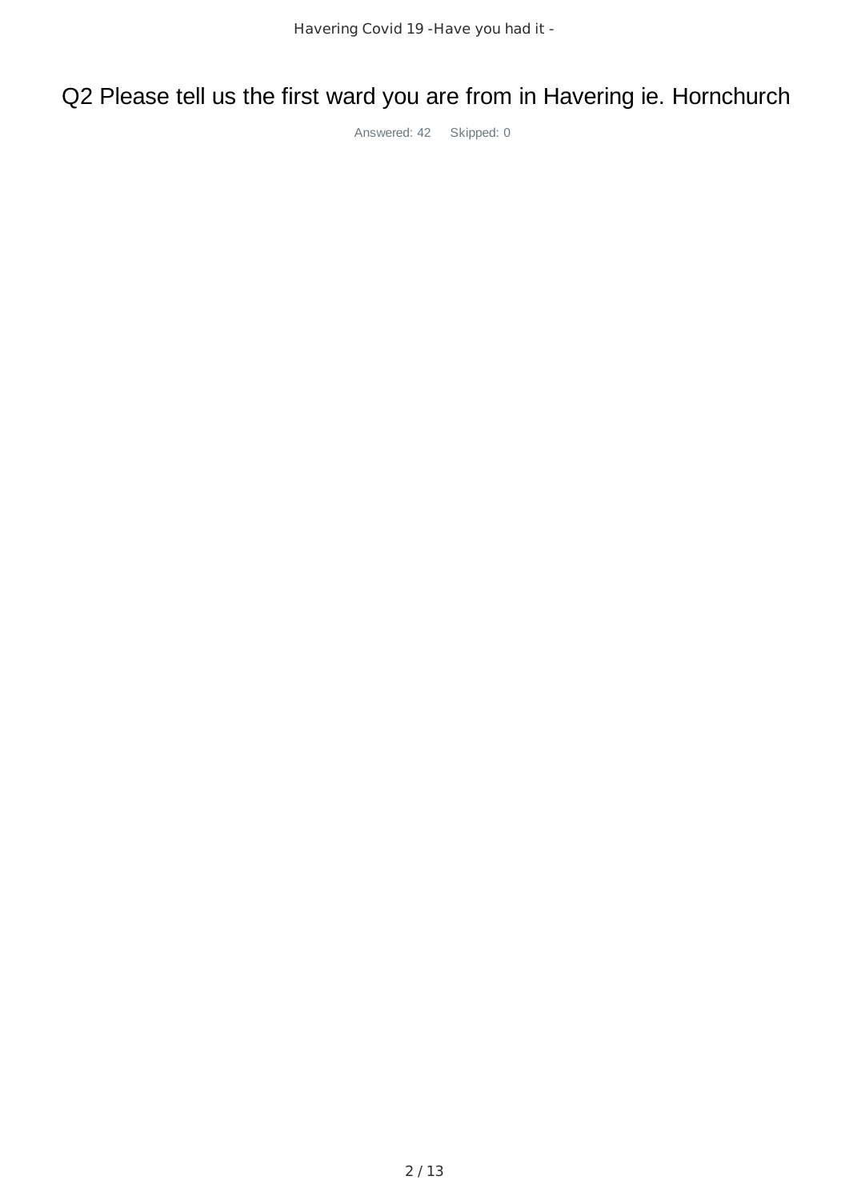# Q2 Please tell us the first ward you are from in Havering ie. Hornchurch

Answered: 42 Skipped: 0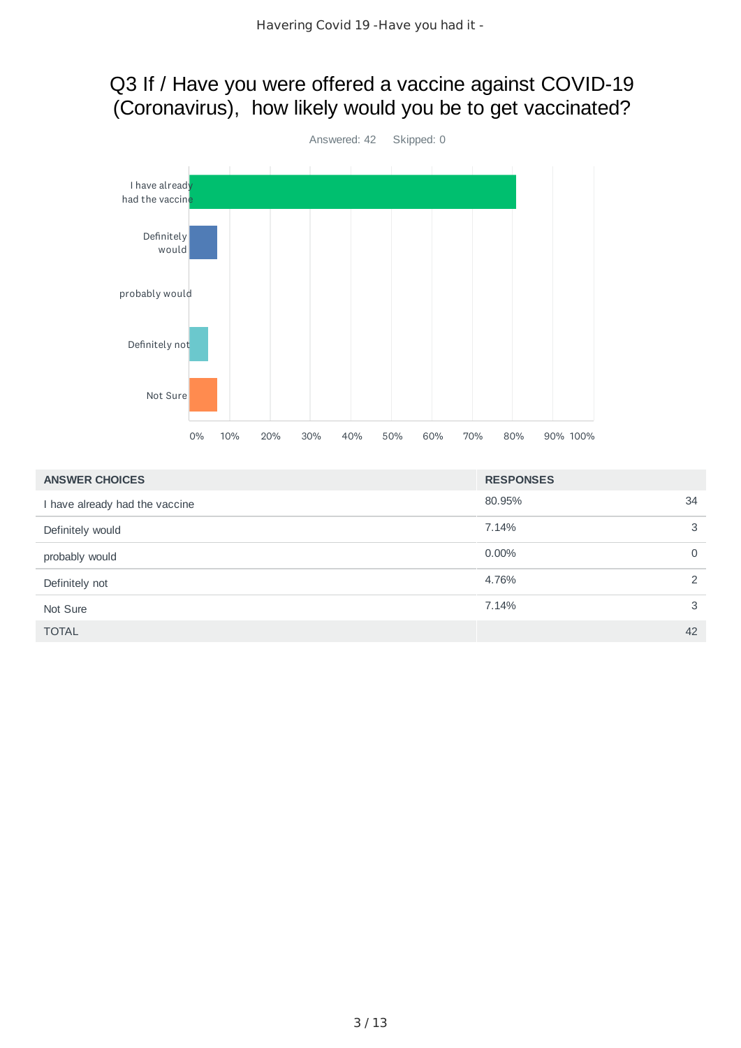## Q3 If / Have you were offered a vaccine against COVID-19 (Coronavirus), how likely would you be to get vaccinated?

Answered: 42 Skipped: 0

| ANSWER CHOICES | RESPONSES | |
|---|---|---|
| I have already had the vaccine | 80.95% | 34 |
| Definitely would | 7.14% | 3 |
| probably would | 0.00% | 0 |
| Definitely not | 4.76% | 2 |
| Not Sure | 7.14% | 3 |
| TOTAL | | 42 |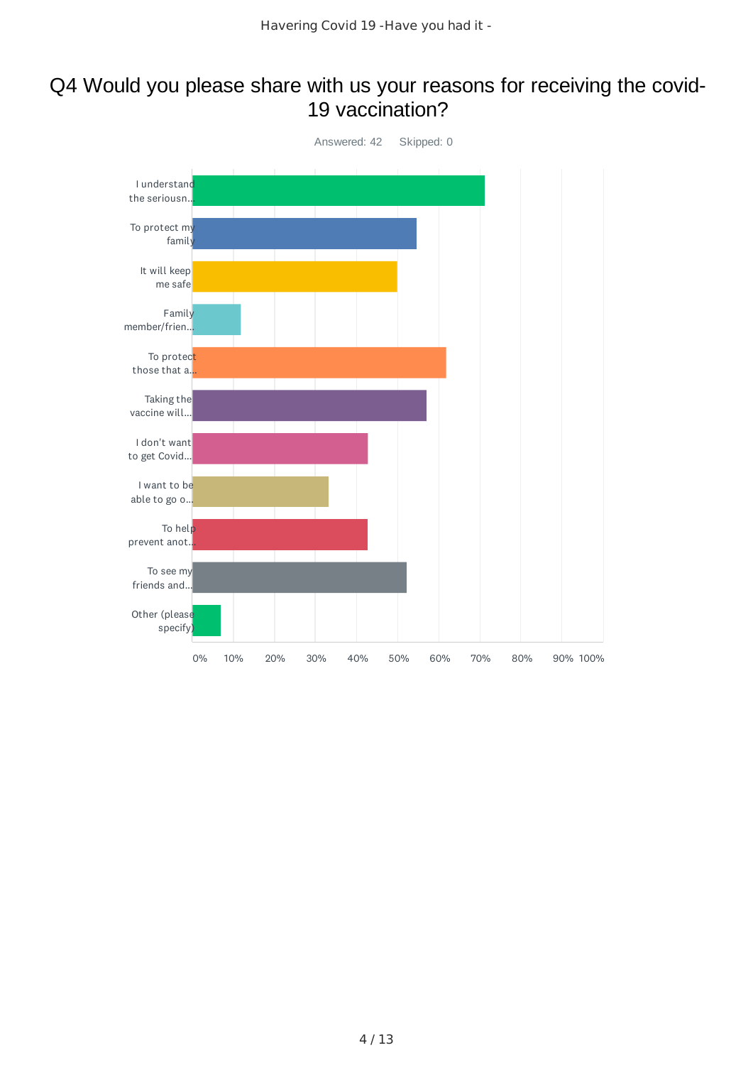# Q4 Would you please share with us your reasons for receiving the covid-19 vaccination?

Answered: 42 Skipped: 0

| Answer choice |
|---|
| I understand the seriousn... |
| To protect my family |
| It will keep me safe |
| Family member/frien... |
| To protect those that a... |
| Taking the vaccine will... |
| I don't want to get Covid... |
| I want to be able to go o... |
| To help prevent anot... |
| To see my friends and... |
| Other (please specify) |

0% 10% 20% 30% 40% 50% 60% 70% 80% 90% 100%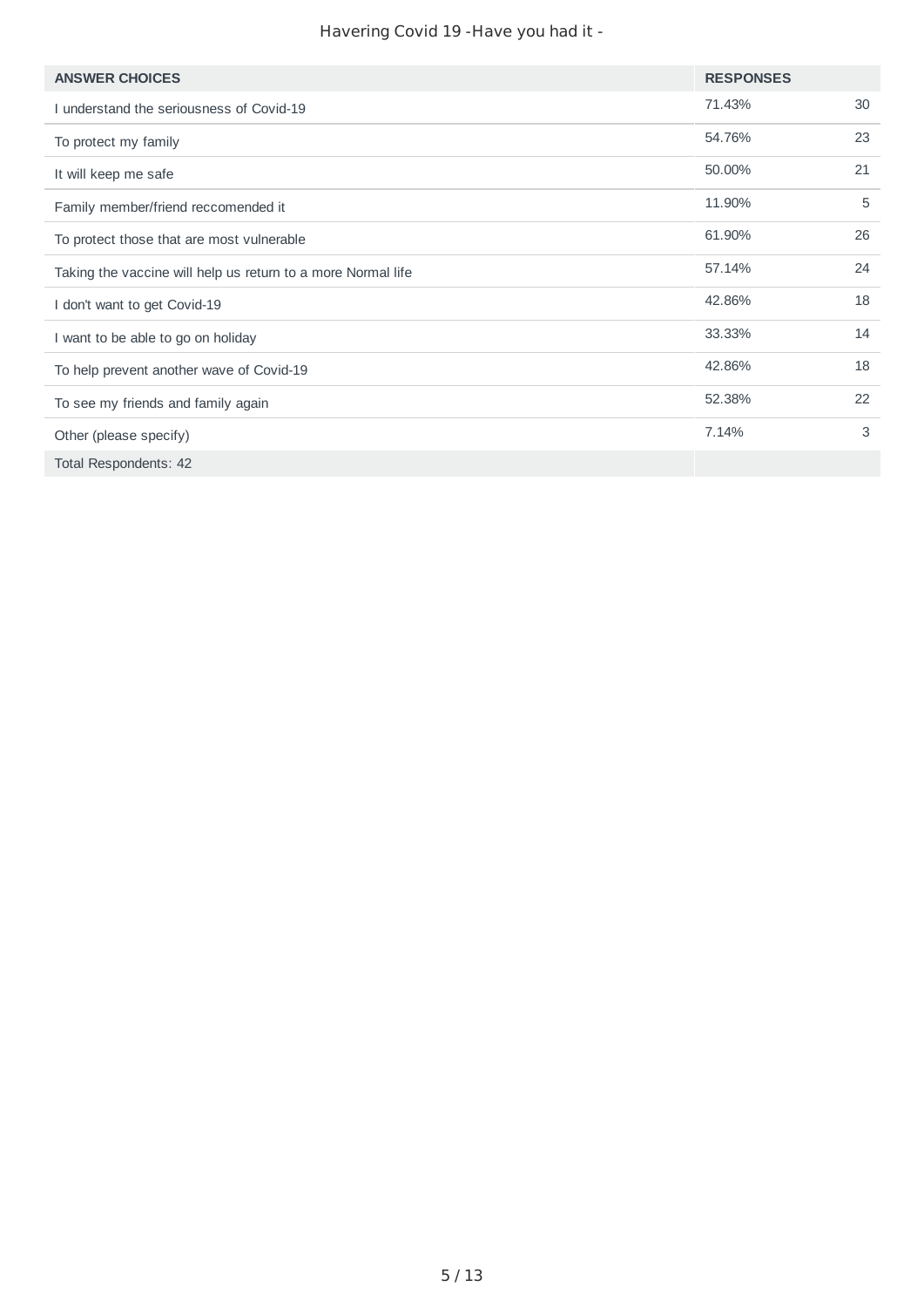Havering Covid 19 -Have you had it -

| ANSWER CHOICES | RESPONSES | |
|---|---|---|
| I understand the seriousness of Covid-19 | 71.43% | 30 |
| To protect my family | 54.76% | 23 |
| It will keep me safe | 50.00% | 21 |
| Family member/friend reccomended it | 11.90% | 5 |
| To protect those that are most vulnerable | 61.90% | 26 |
| Taking the vaccine will help us return to a more Normal life | 57.14% | 24 |
| I don't want to get Covid-19 | 42.86% | 18 |
| I want to be able to go on holiday | 33.33% | 14 |
| To help prevent another wave of Covid-19 | 42.86% | 18 |
| To see my friends and family again | 52.38% | 22 |
| Other (please specify) | 7.14% | 3 |
| Total Respondents: 42 | | |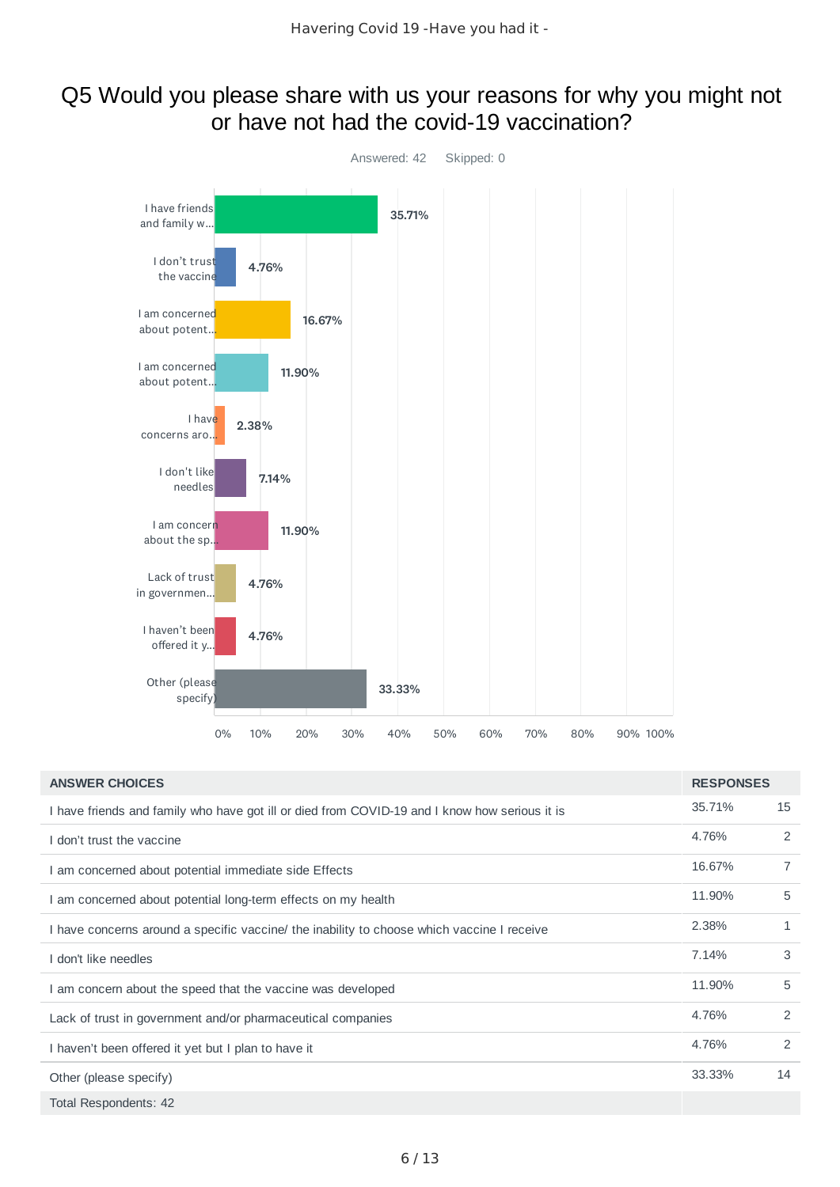## Q5 Would you please share with us your reasons for why you might not or have not had the covid-19 vaccination?

Answered: 42 Skipped: 0

| ANSWER CHOICES | RESPONSES | |
|---|---|---|
| I have friends and family who have got ill or died from COVID-19 and I know how serious it is | 35.71% | 15 |
| I don't trust the vaccine | 4.76% | 2 |
| I am concerned about potential immediate side Effects | 16.67% | 7 |
| I am concerned about potential long-term effects on my health | 11.90% | 5 |
| I have concerns around a specific vaccine/ the inability to choose which vaccine I receive | 2.38% | 1 |
| I don't like needles | 7.14% | 3 |
| I am concern about the speed that the vaccine was developed | 11.90% | 5 |
| Lack of trust in government and/or pharmaceutical companies | 4.76% | 2 |
| I haven't been offered it yet but I plan to have it | 4.76% | 2 |
| Other (please specify) | 33.33% | 14 |
| Total Respondents: 42 | | |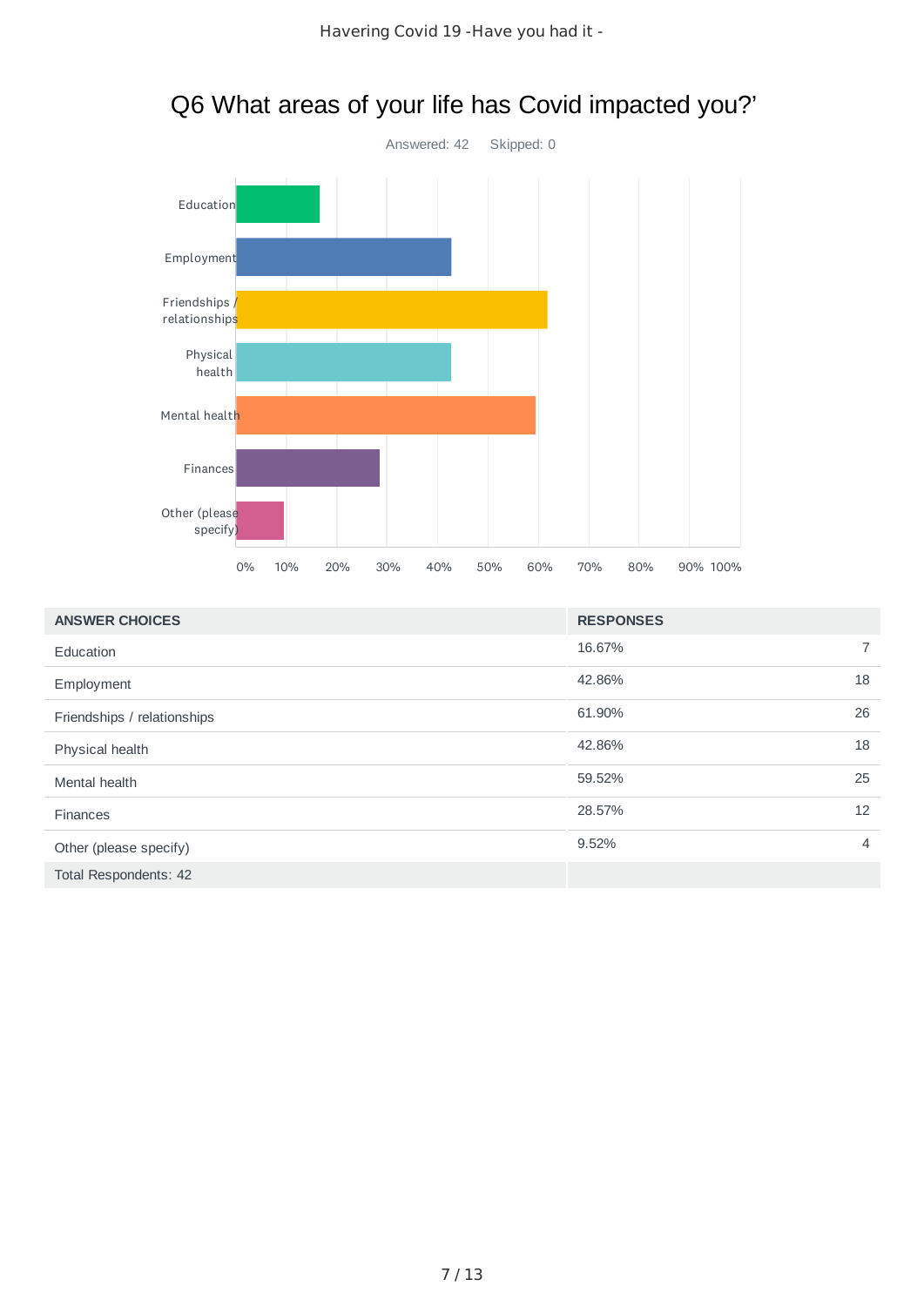## Q6 What areas of your life has Covid impacted you?'

Answered: 42    Skipped: 0

| ANSWER CHOICES | RESPONSES | |
|---|---|---|
| Education | 16.67% | 7 |
| Employment | 42.86% | 18 |
| Friendships / relationships | 61.90% | 26 |
| Physical health | 42.86% | 18 |
| Mental health | 59.52% | 25 |
| Finances | 28.57% | 12 |
| Other (please specify) | 9.52% | 4 |
| Total Respondents: 42 | | |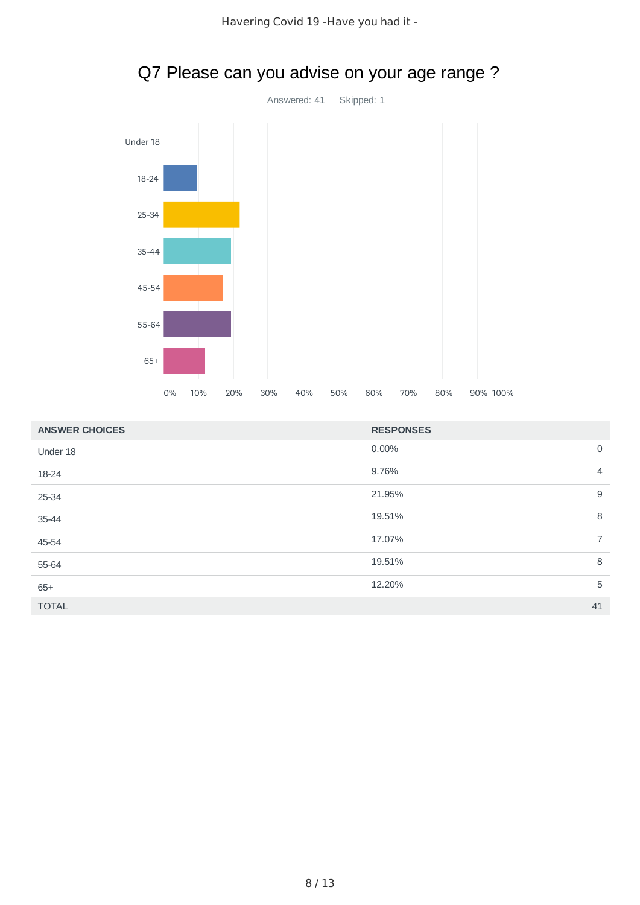## Q7 Please can you advise on your age range ?

Answered: 41 Skipped: 1

| ANSWER CHOICES | RESPONSES | |
|---|---|---|
| Under 18 | 0.00% | 0 |
| 18-24 | 9.76% | 4 |
| 25-34 | 21.95% | 9 |
| 35-44 | 19.51% | 8 |
| 45-54 | 17.07% | 7 |
| 55-64 | 19.51% | 8 |
| 65+ | 12.20% | 5 |
| TOTAL | | 41 |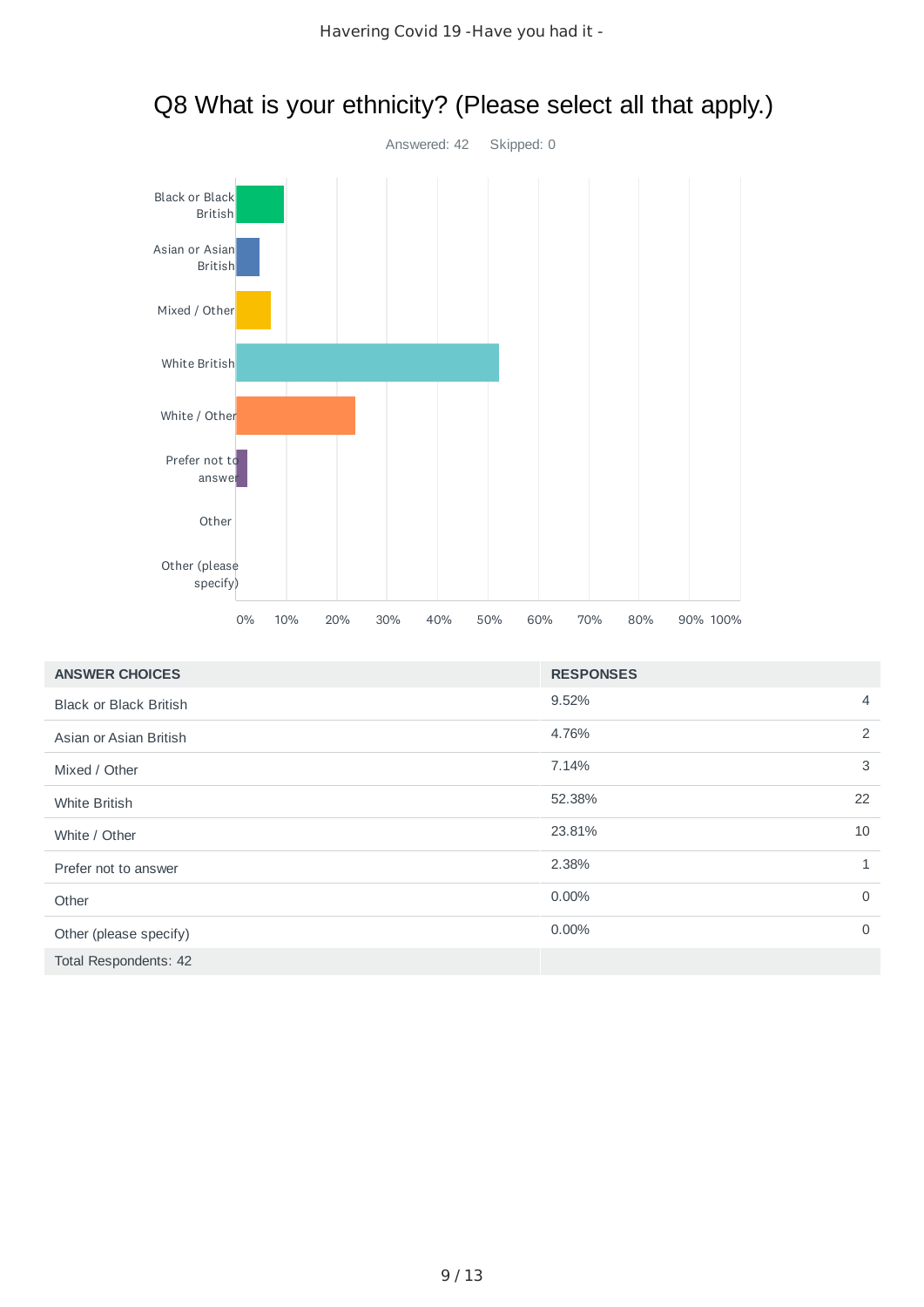# Q8 What is your ethnicity? (Please select all that apply.)

Answered: 42 Skipped: 0

| ANSWER CHOICES | RESPONSES | |
|---|---|---|
| Black or Black British | 9.52% | 4 |
| Asian or Asian British | 4.76% | 2 |
| Mixed / Other | 7.14% | 3 |
| White British | 52.38% | 22 |
| White / Other | 23.81% | 10 |
| Prefer not to answer | 2.38% | 1 |
| Other | 0.00% | 0 |
| Other (please specify) | 0.00% | 0 |
| Total Respondents: 42 | | |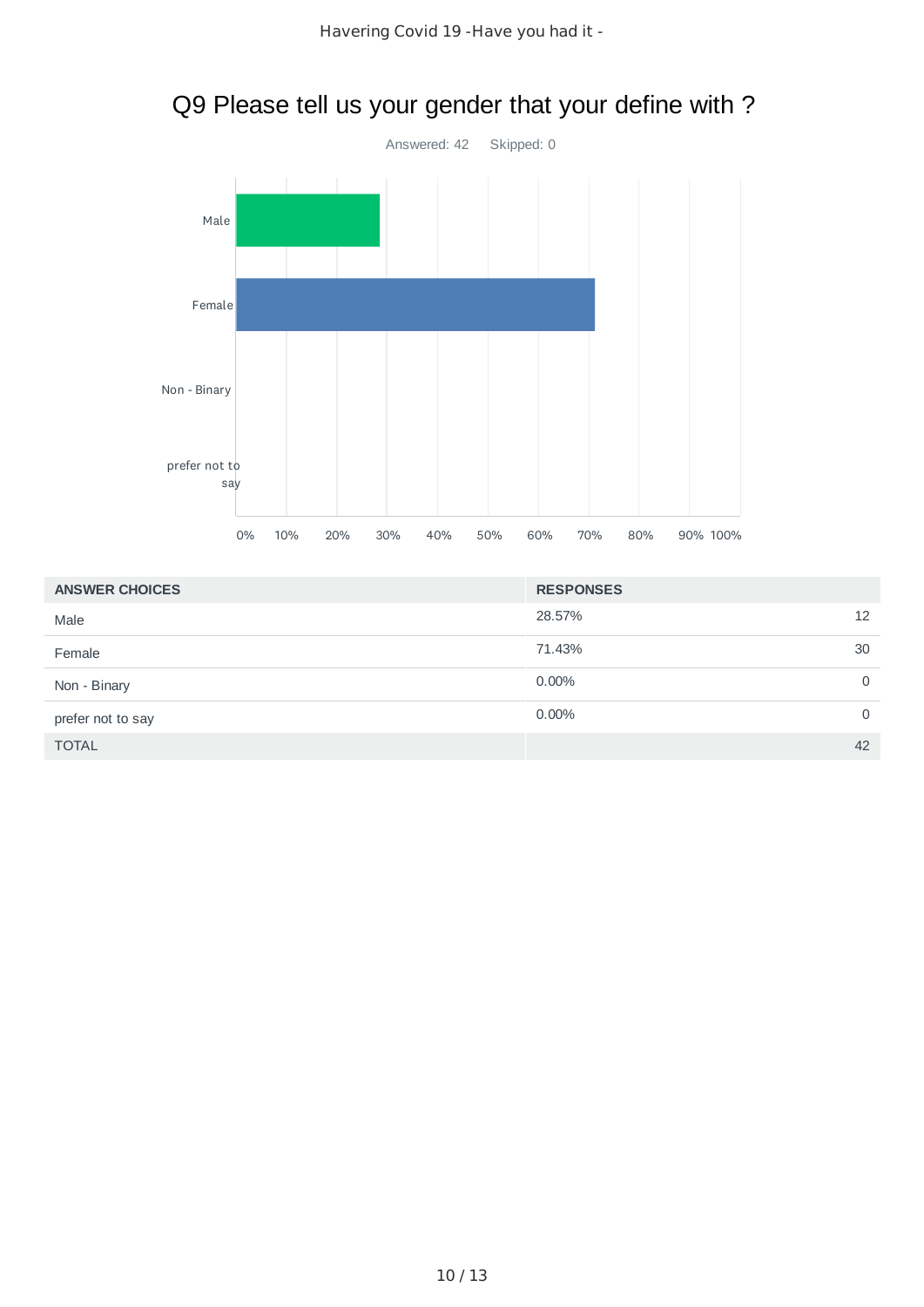# Q9 Please tell us your gender that your define with ?

Answered: 42    Skipped: 0

| ANSWER CHOICES | RESPONSES | |
|---|---|---|
| Male | 28.57% | 12 |
| Female | 71.43% | 30 |
| Non - Binary | 0.00% | 0 |
| prefer not to say | 0.00% | 0 |
| TOTAL | | 42 |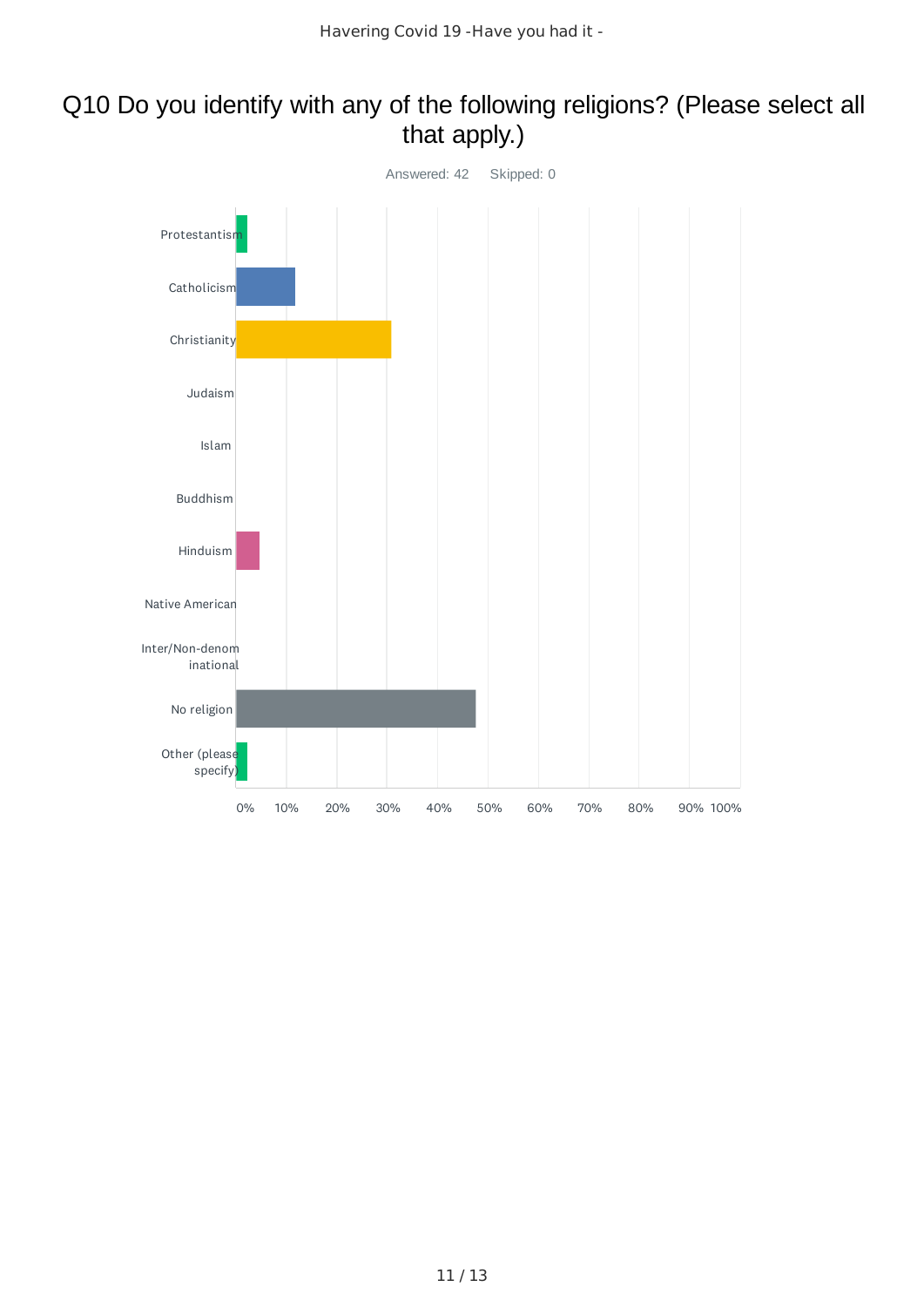# Q10 Do you identify with any of the following religions? (Please select all that apply.)

Answered: 42    Skipped: 0

| Answer choice | Approximate % |
| --- | --- |
| Protestantism | ~2% |
| Catholicism | ~12% |
| Christianity | ~31% |
| Judaism | 0% |
| Islam | 0% |
| Buddhism | 0% |
| Hinduism | ~5% |
| Native American | 0% |
| Inter/Non-denominational | 0% |
| No religion | ~48% |
| Other (please specify) | ~2% |

Axis: 0% 10% 20% 30% 40% 50% 60% 70% 80% 90% 100%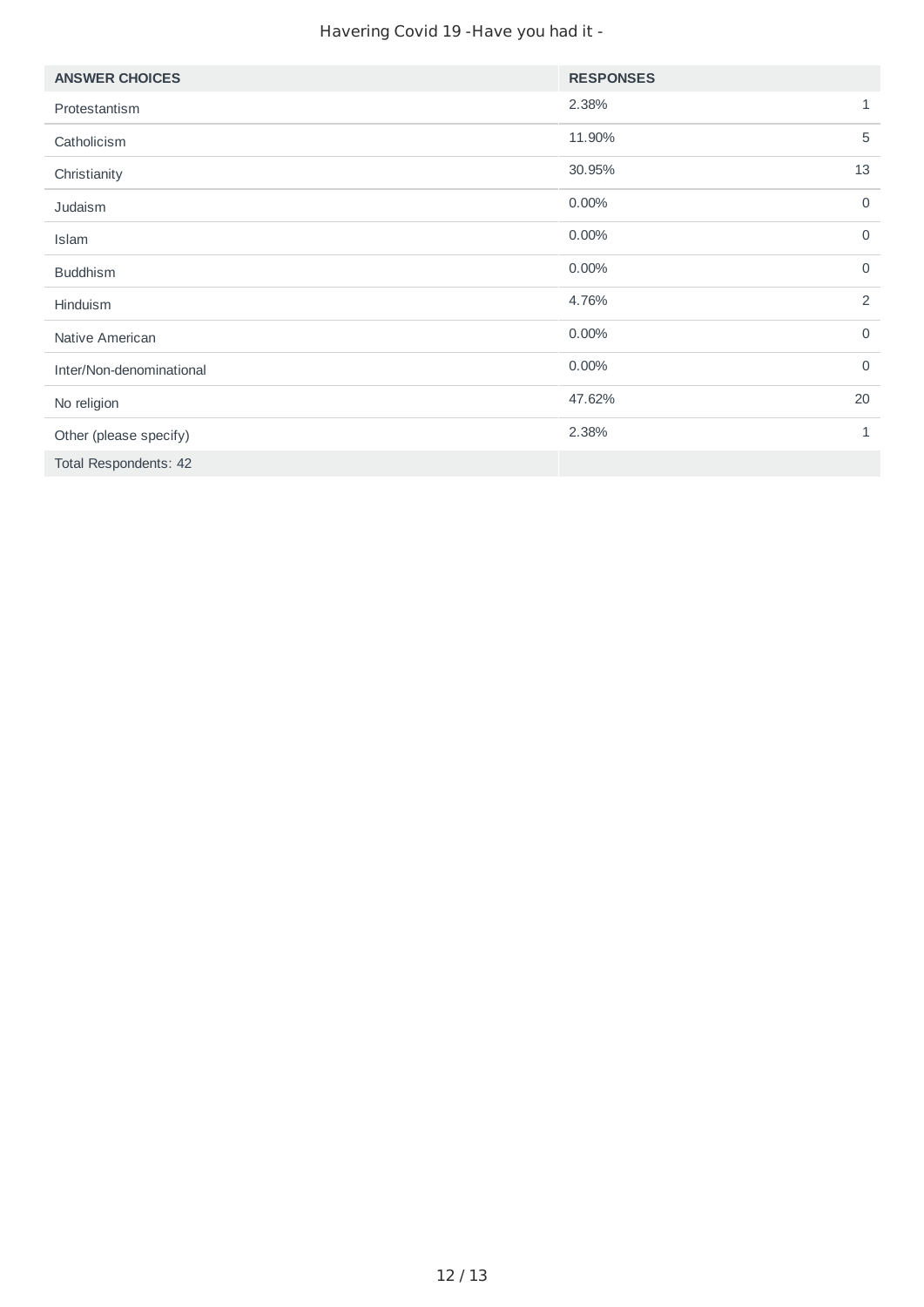Havering Covid 19 -Have you had it -

| ANSWER CHOICES | RESPONSES | |
|---|---|---|
| Protestantism | 2.38% | 1 |
| Catholicism | 11.90% | 5 |
| Christianity | 30.95% | 13 |
| Judaism | 0.00% | 0 |
| Islam | 0.00% | 0 |
| Buddhism | 0.00% | 0 |
| Hinduism | 4.76% | 2 |
| Native American | 0.00% | 0 |
| Inter/Non-denominational | 0.00% | 0 |
| No religion | 47.62% | 20 |
| Other (please specify) | 2.38% | 1 |
| Total Respondents: 42 | | |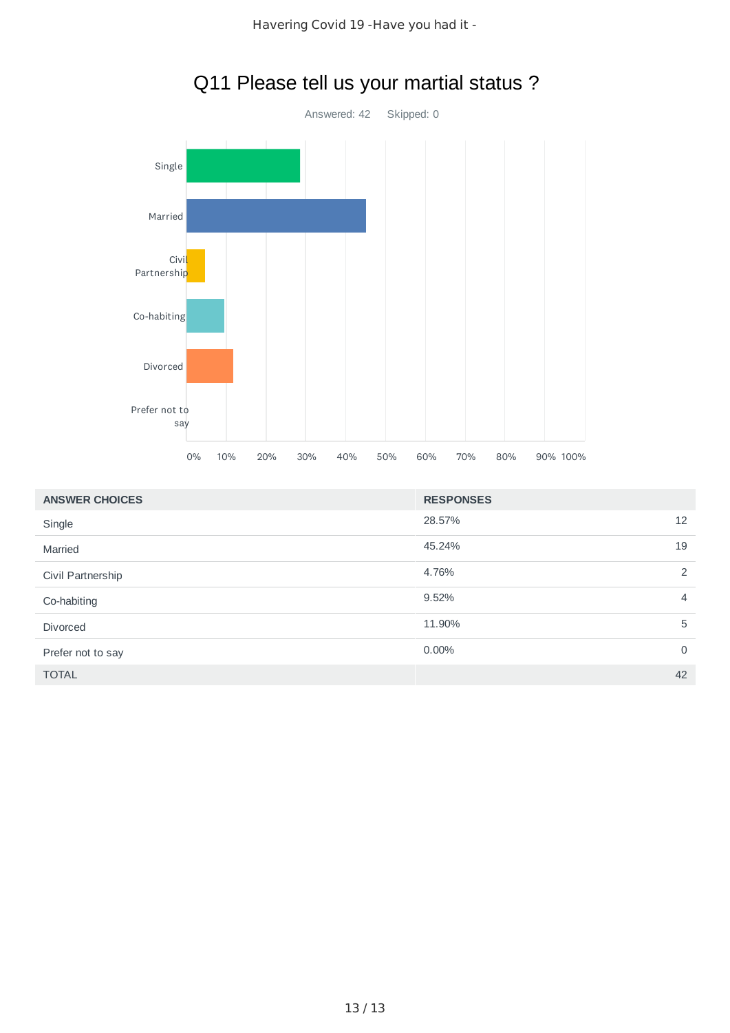## Q11 Please tell us your martial status ?

Answered: 42 Skipped: 0

Single

Married

Civil Partnership

Co-habiting

Divorced

Prefer not to say

0% 10% 20% 30% 40% 50% 60% 70% 80% 90% 100%

| ANSWER CHOICES | RESPONSES | |
|---|---|---|
| Single | 28.57% | 12 |
| Married | 45.24% | 19 |
| Civil Partnership | 4.76% | 2 |
| Co-habiting | 9.52% | 4 |
| Divorced | 11.90% | 5 |
| Prefer not to say | 0.00% | 0 |
| TOTAL | | 42 |